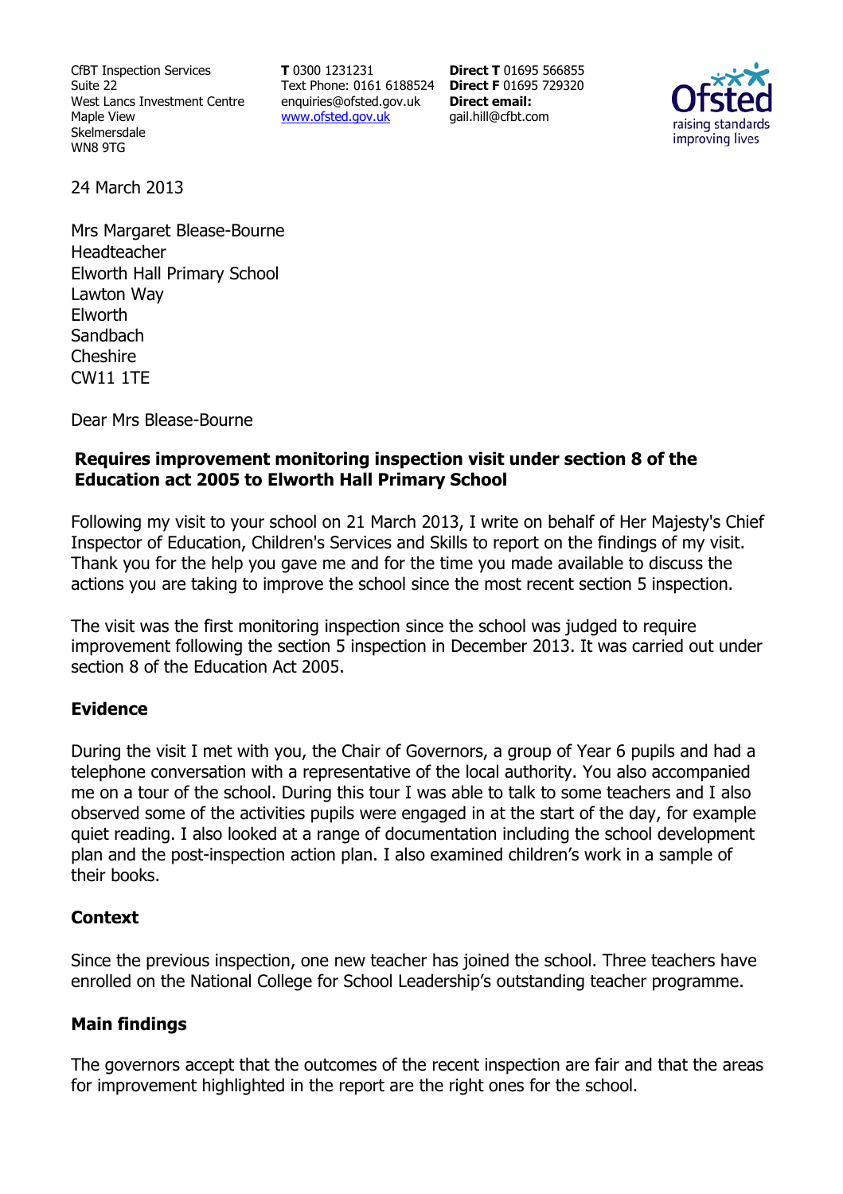CfBT Inspection Services
Suite 22
West Lancs Investment Centre
Maple View
Skelmersdale
WN8 9TG

**T** 0300 1231231
Text Phone: 0161 6188524
enquiries@ofsted.gov.uk
www.ofsted.gov.uk

**Direct T** 01695 566855
**Direct F** 01695 729320
**Direct email:**
gail.hill@cfbt.com

24 March 2013

Mrs Margaret Blease-Bourne
Headteacher
Elworth Hall Primary School
Lawton Way
Elworth
Sandbach
Cheshire
CW11 1TE

Dear Mrs Blease-Bourne

**Requires improvement monitoring inspection visit under section 8 of the Education act 2005 to Elworth Hall Primary School**

Following my visit to your school on 21 March 2013, I write on behalf of Her Majesty's Chief Inspector of Education, Children's Services and Skills to report on the findings of my visit. Thank you for the help you gave me and for the time you made available to discuss the actions you are taking to improve the school since the most recent section 5 inspection.

The visit was the first monitoring inspection since the school was judged to require improvement following the section 5 inspection in December 2013. It was carried out under section 8 of the Education Act 2005.

## Evidence

During the visit I met with you, the Chair of Governors, a group of Year 6 pupils and had a telephone conversation with a representative of the local authority. You also accompanied me on a tour of the school. During this tour I was able to talk to some teachers and I also observed some of the activities pupils were engaged in at the start of the day, for example quiet reading. I also looked at a range of documentation including the school development plan and the post-inspection action plan. I also examined children's work in a sample of their books.

## Context

Since the previous inspection, one new teacher has joined the school. Three teachers have enrolled on the National College for School Leadership's outstanding teacher programme.

## Main findings

The governors accept that the outcomes of the recent inspection are fair and that the areas for improvement highlighted in the report are the right ones for the school.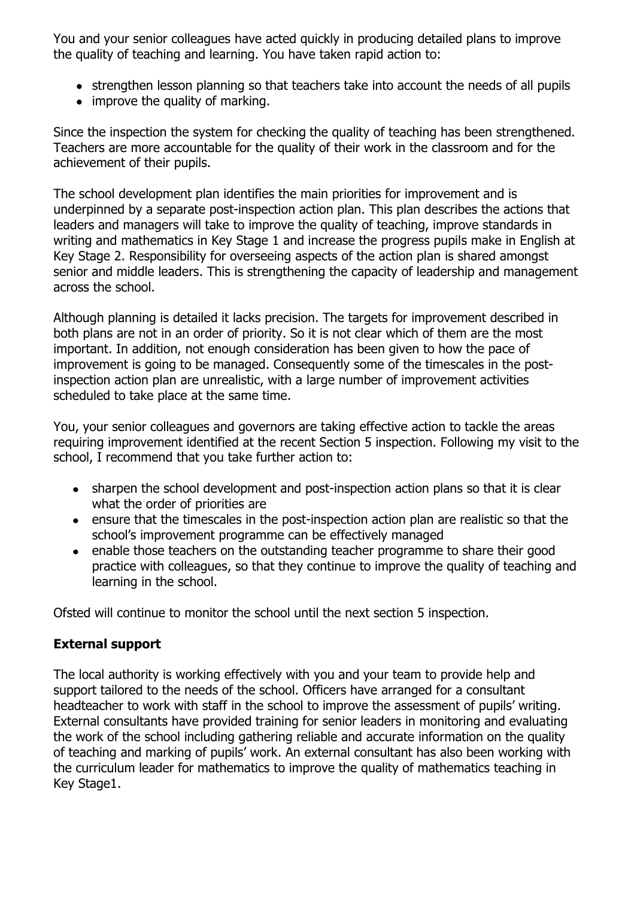You and your senior colleagues have acted quickly in producing detailed plans to improve the quality of teaching and learning. You have taken rapid action to:

- strengthen lesson planning so that teachers take into account the needs of all pupils
- improve the quality of marking.

Since the inspection the system for checking the quality of teaching has been strengthened. Teachers are more accountable for the quality of their work in the classroom and for the achievement of their pupils.

The school development plan identifies the main priorities for improvement and is underpinned by a separate post-inspection action plan. This plan describes the actions that leaders and managers will take to improve the quality of teaching, improve standards in writing and mathematics in Key Stage 1 and increase the progress pupils make in English at Key Stage 2. Responsibility for overseeing aspects of the action plan is shared amongst senior and middle leaders. This is strengthening the capacity of leadership and management across the school.

Although planning is detailed it lacks precision. The targets for improvement described in both plans are not in an order of priority. So it is not clear which of them are the most important. In addition, not enough consideration has been given to how the pace of improvement is going to be managed. Consequently some of the timescales in the post-inspection action plan are unrealistic, with a large number of improvement activities scheduled to take place at the same time.

You, your senior colleagues and governors are taking effective action to tackle the areas requiring improvement identified at the recent Section 5 inspection. Following my visit to the school, I recommend that you take further action to:

- sharpen the school development and post-inspection action plans so that it is clear what the order of priorities are
- ensure that the timescales in the post-inspection action plan are realistic so that the school's improvement programme can be effectively managed
- enable those teachers on the outstanding teacher programme to share their good practice with colleagues, so that they continue to improve the quality of teaching and learning in the school.

Ofsted will continue to monitor the school until the next section 5 inspection.

**External support**

The local authority is working effectively with you and your team to provide help and support tailored to the needs of the school. Officers have arranged for a consultant headteacher to work with staff in the school to improve the assessment of pupils' writing. External consultants have provided training for senior leaders in monitoring and evaluating the work of the school including gathering reliable and accurate information on the quality of teaching and marking of pupils' work. An external consultant has also been working with the curriculum leader for mathematics to improve the quality of mathematics teaching in Key Stage1.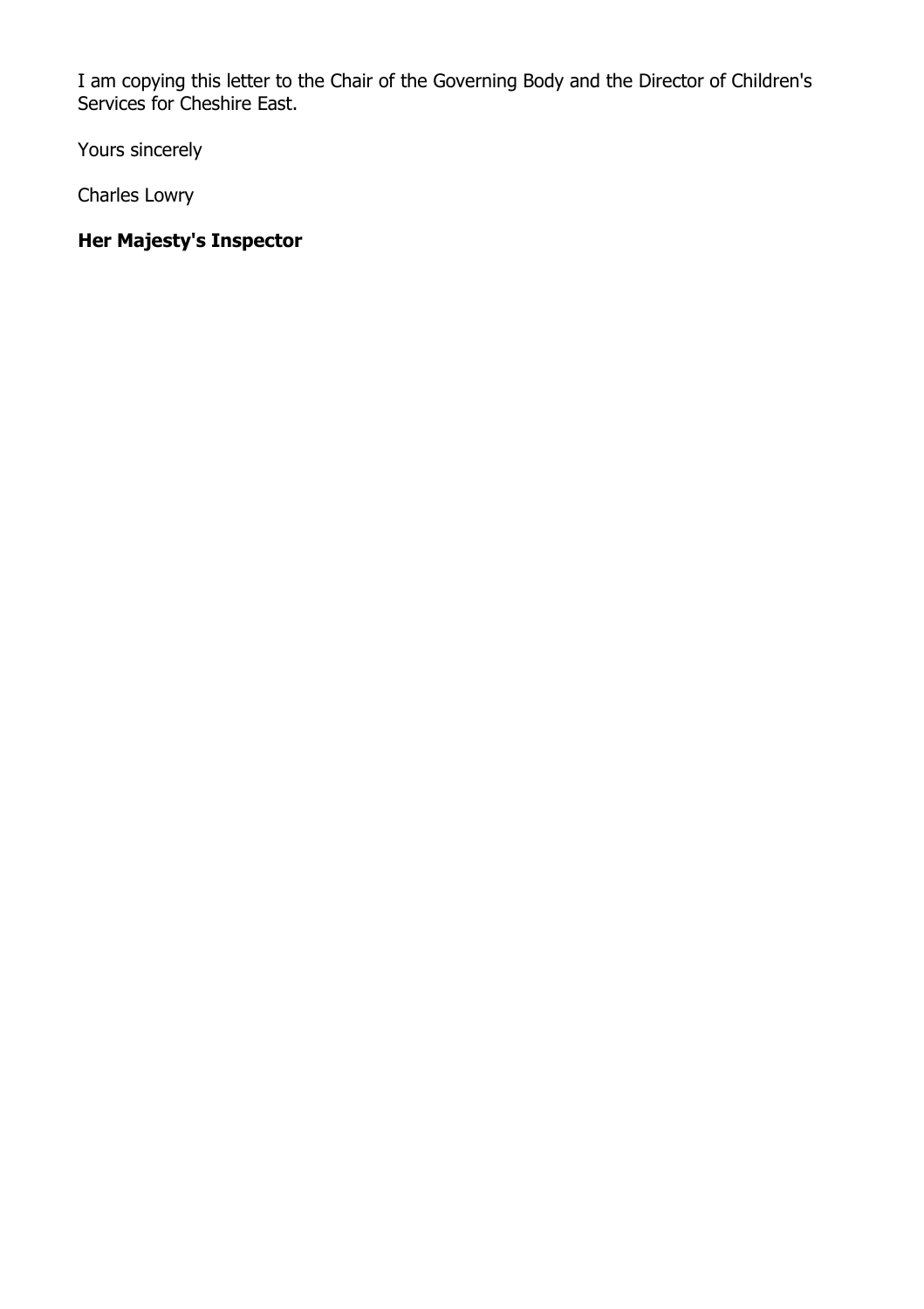I am copying this letter to the Chair of the Governing Body and the Director of Children's Services for Cheshire East.

Yours sincerely

Charles Lowry

**Her Majesty's Inspector**